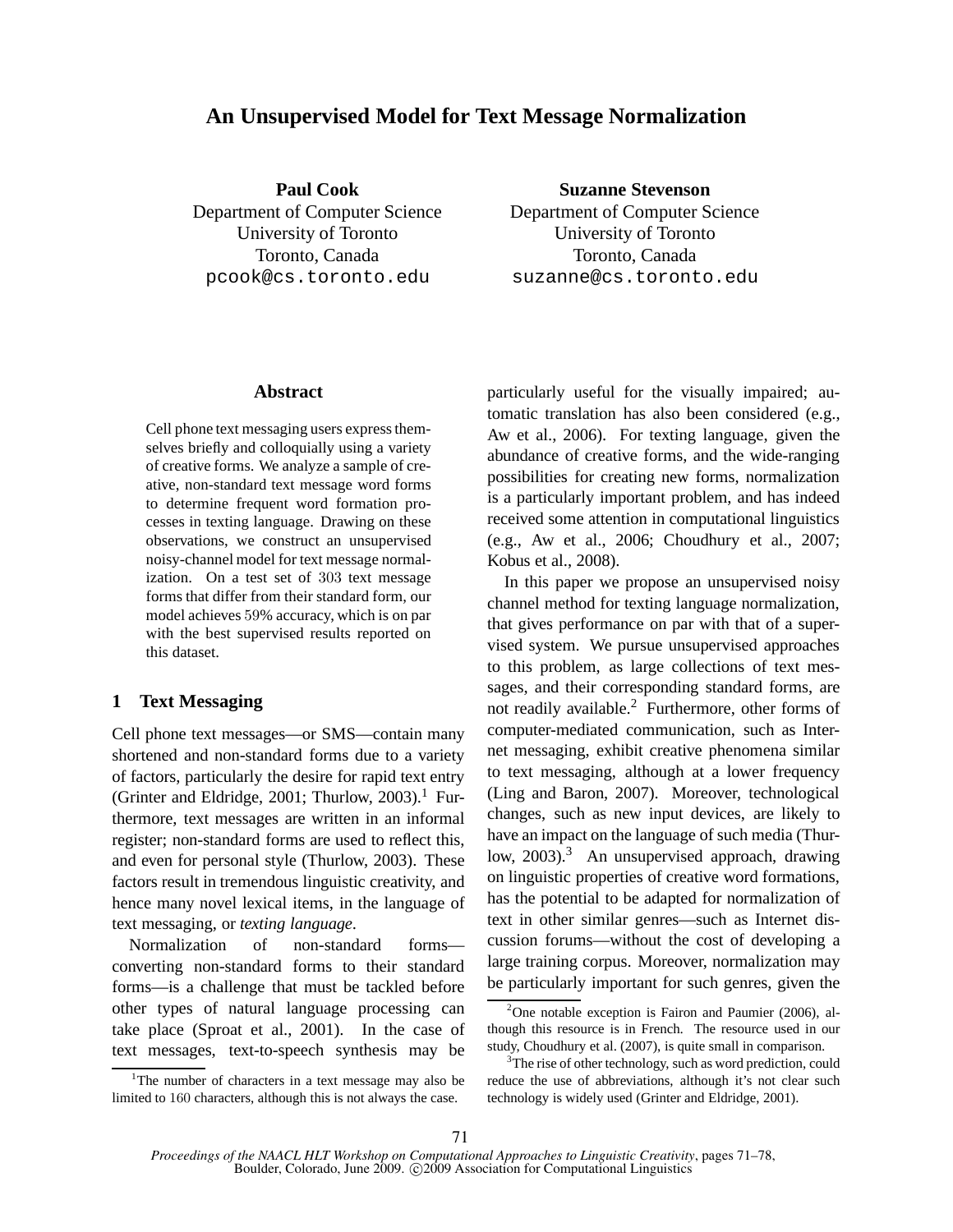# An Unsupervised Model for Text Message Normalization

**Paul Cook**
Department of Computer Science
University of Toronto
Toronto, Canada
pcook@cs.toronto.edu

**Suzanne Stevenson**
Department of Computer Science
University of Toronto
Toronto, Canada
suzanne@cs.toronto.edu

## Abstract

Cell phone text messaging users express themselves briefly and colloquially using a variety of creative forms. We analyze a sample of creative, non-standard text message word forms to determine frequent word formation processes in texting language. Drawing on these observations, we construct an unsupervised noisy-channel model for text message normalization. On a test set of 303 text message forms that differ from their standard form, our model achieves 59% accuracy, which is on par with the best supervised results reported on this dataset.

## 1 Text Messaging

Cell phone text messages—or SMS—contain many shortened and non-standard forms due to a variety of factors, particularly the desire for rapid text entry (Grinter and Eldridge, 2001; Thurlow, 2003).[1] Furthermore, text messages are written in an informal register; non-standard forms are used to reflect this, and even for personal style (Thurlow, 2003). These factors result in tremendous linguistic creativity, and hence many novel lexical items, in the language of text messaging, or *texting language*.

Normalization of non-standard forms—converting non-standard forms to their standard forms—is a challenge that must be tackled before other types of natural language processing can take place (Sproat et al., 2001). In the case of text messages, text-to-speech synthesis may be particularly useful for the visually impaired; automatic translation has also been considered (e.g., Aw et al., 2006). For texting language, given the abundance of creative forms, and the wide-ranging possibilities for creating new forms, normalization is a particularly important problem, and has indeed received some attention in computational linguistics (e.g., Aw et al., 2006; Choudhury et al., 2007; Kobus et al., 2008).

In this paper we propose an unsupervised noisy channel method for texting language normalization, that gives performance on par with that of a supervised system. We pursue unsupervised approaches to this problem, as large collections of text messages, and their corresponding standard forms, are not readily available.[2] Furthermore, other forms of computer-mediated communication, such as Internet messaging, exhibit creative phenomena similar to text messaging, although at a lower frequency (Ling and Baron, 2007). Moreover, technological changes, such as new input devices, are likely to have an impact on the language of such media (Thurlow, 2003).[3] An unsupervised approach, drawing on linguistic properties of creative word formations, has the potential to be adapted for normalization of text in other similar genres—such as Internet discussion forums—without the cost of developing a large training corpus. Moreover, normalization may be particularly important for such genres, given the

[1] The number of characters in a text message may also be limited to 160 characters, although this is not always the case.

[2] One notable exception is Fairon and Paumier (2006), although this resource is in French. The resource used in our study, Choudhury et al. (2007), is quite small in comparison.

[3] The rise of other technology, such as word prediction, could reduce the use of abbreviations, although it's not clear such technology is widely used (Grinter and Eldridge, 2001).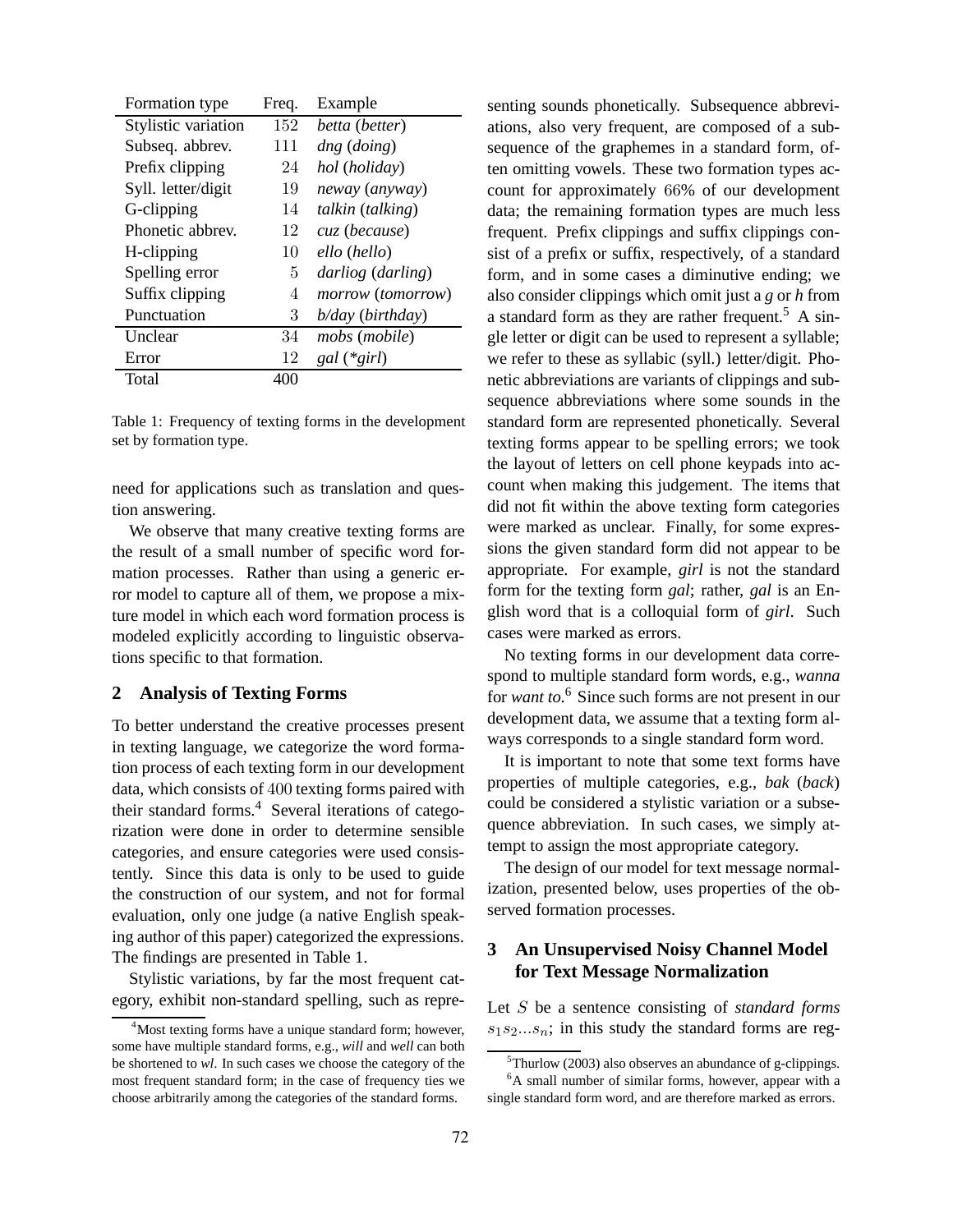| Formation type | Freq. | Example |
|---|---|---|
| Stylistic variation | 152 | *betta* (*better*) |
| Subseq. abbrev. | 111 | *dng* (*doing*) |
| Prefix clipping | 24 | *hol* (*holiday*) |
| Syll. letter/digit | 19 | *neway* (*anyway*) |
| G-clipping | 14 | *talkin* (*talking*) |
| Phonetic abbrev. | 12 | *cuz* (*because*) |
| H-clipping | 10 | *ello* (*hello*) |
| Spelling error | 5 | *darliog* (*darling*) |
| Suffix clipping | 4 | *morrow* (*tomorrow*) |
| Punctuation | 3 | *b/day* (*birthday*) |
| Unclear | 34 | *mobs* (*mobile*) |
| Error | 12 | *gal* (*\*girl*) |
| Total | 400 | |

Table 1: Frequency of texting forms in the development set by formation type.

need for applications such as translation and question answering.

We observe that many creative texting forms are the result of a small number of specific word formation processes. Rather than using a generic error model to capture all of them, we propose a mixture model in which each word formation process is modeled explicitly according to linguistic observations specific to that formation.

## 2 Analysis of Texting Forms

To better understand the creative processes present in texting language, we categorize the word formation process of each texting form in our development data, which consists of 400 texting forms paired with their standard forms.[4] Several iterations of categorization were done in order to determine sensible categories, and ensure categories were used consistently. Since this data is only to be used to guide the construction of our system, and not for formal evaluation, only one judge (a native English speaking author of this paper) categorized the expressions. The findings are presented in Table 1.

Stylistic variations, by far the most frequent category, exhibit non-standard spelling, such as representing sounds phonetically. Subsequence abbreviations, also very frequent, are composed of a subsequence of the graphemes in a standard form, often omitting vowels. These two formation types account for approximately 66% of our development data; the remaining formation types are much less frequent. Prefix clippings and suffix clippings consist of a prefix or suffix, respectively, of a standard form, and in some cases a diminutive ending; we also consider clippings which omit just a *g* or *h* from a standard form as they are rather frequent.[5] A single letter or digit can be used to represent a syllable; we refer to these as syllabic (syll.) letter/digit. Phonetic abbreviations are variants of clippings and subsequence abbreviations where some sounds in the standard form are represented phonetically. Several texting forms appear to be spelling errors; we took the layout of letters on cell phone keypads into account when making this judgement. The items that did not fit within the above texting form categories were marked as unclear. Finally, for some expressions the given standard form did not appear to be appropriate. For example, *girl* is not the standard form for the texting form *gal*; rather, *gal* is an English word that is a colloquial form of *girl*. Such cases were marked as errors.

No texting forms in our development data correspond to multiple standard form words, e.g., *wanna* for *want to*.[6] Since such forms are not present in our development data, we assume that a texting form always corresponds to a single standard form word.

It is important to note that some text forms have properties of multiple categories, e.g., *bak* (*back*) could be considered a stylistic variation or a subsequence abbreviation. In such cases, we simply attempt to assign the most appropriate category.

The design of our model for text message normalization, presented below, uses properties of the observed formation processes.

## 3 An Unsupervised Noisy Channel Model for Text Message Normalization

Let $S$ be a sentence consisting of *standard forms* $s_1 s_2 ... s_n$; in this study the standard forms are reg-

[4] Most texting forms have a unique standard form; however, some have multiple standard forms, e.g., *will* and *well* can both be shortened to *wl*. In such cases we choose the category of the most frequent standard form; in the case of frequency ties we choose arbitrarily among the categories of the standard forms.

[5] Thurlow (2003) also observes an abundance of g-clippings.

[6] A small number of similar forms, however, appear with a single standard form word, and are therefore marked as errors.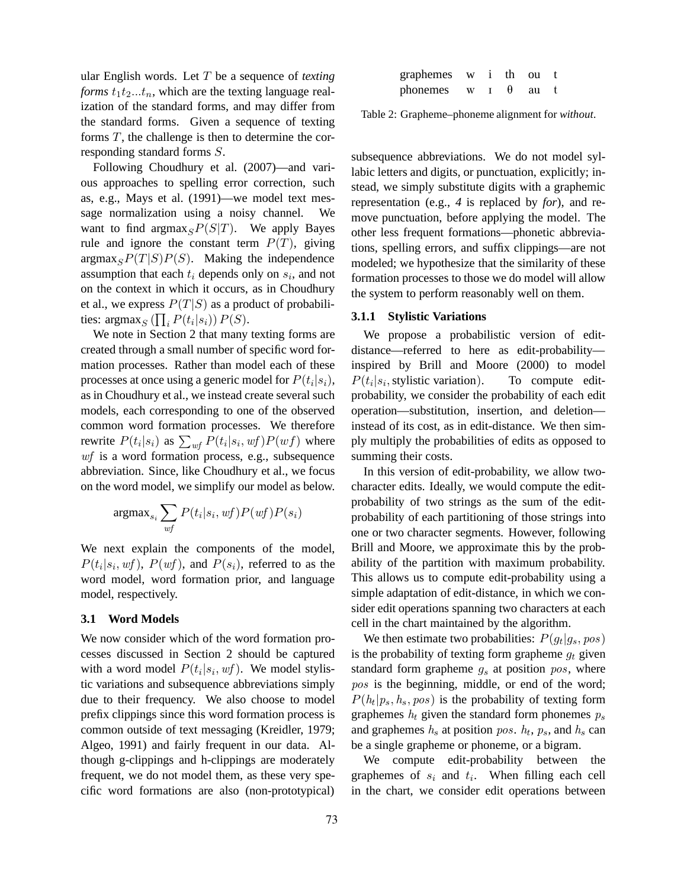ular English words. Let $T$ be a sequence of *texting forms* $t_1 t_2 ... t_n$, which are the texting language realization of the standard forms, and may differ from the standard forms. Given a sequence of texting forms $T$, the challenge is then to determine the corresponding standard forms $S$.

Following Choudhury et al. (2007)—and various approaches to spelling error correction, such as, e.g., Mays et al. (1991)—we model text message normalization using a noisy channel. We want to find $\text{argmax}_S P(S|T)$. We apply Bayes rule and ignore the constant term $P(T)$, giving $\text{argmax}_S P(T|S)P(S)$. Making the independence assumption that each $t_i$ depends only on $s_i$, and not on the context in which it occurs, as in Choudhury et al., we express $P(T|S)$ as a product of probabilities: $\text{argmax}_S \left(\prod_i P(t_i|s_i)\right) P(S)$.

We note in Section 2 that many texting forms are created through a small number of specific word formation processes. Rather than model each of these processes at once using a generic model for $P(t_i|s_i)$, as in Choudhury et al., we instead create several such models, each corresponding to one of the observed common word formation processes. We therefore rewrite $P(t_i|s_i)$ as $\sum_{wf} P(t_i|s_i, wf)P(wf)$ where $wf$ is a word formation process, e.g., subsequence abbreviation. Since, like Choudhury et al., we focus on the word model, we simplify our model as below.

$$\text{argmax}_{s_i} \sum_{wf} P(t_i|s_i, wf)P(wf)P(s_i)$$

We next explain the components of the model, $P(t_i|s_i, wf)$, $P(wf)$, and $P(s_i)$, referred to as the word model, word formation prior, and language model, respectively.

## 3.1 Word Models

We now consider which of the word formation processes discussed in Section 2 should be captured with a word model $P(t_i|s_i, wf)$. We model stylistic variations and subsequence abbreviations simply due to their frequency. We also choose to model prefix clippings since this word formation process is common outside of text messaging (Kreidler, 1979; Algeo, 1991) and fairly frequent in our data. Although g-clippings and h-clippings are moderately frequent, we do not model them, as these very specific word formations are also (non-prototypical) subsequence abbreviations. We do not model syllabic letters and digits, or punctuation, explicitly; instead, we simply substitute digits with a graphemic representation (e.g., *4* is replaced by *for*), and remove punctuation, before applying the model. The other less frequent formations—phonetic abbreviations, spelling errors, and suffix clippings—are not modeled; we hypothesize that the similarity of these formation processes to those we do model will allow the system to perform reasonably well on them.

| graphemes | w | i | th | ou | t |
|---|---|---|---|---|---|
| phonemes | w | ɪ | θ | au | t |

Table 2: Grapheme–phoneme alignment for *without*.

### 3.1.1 Stylistic Variations

We propose a probabilistic version of edit-distance—referred to here as edit-probability—inspired by Brill and Moore (2000) to model $P(t_i|s_i, \text{stylistic variation})$. To compute edit-probability, we consider the probability of each edit operation—substitution, insertion, and deletion—instead of its cost, as in edit-distance. We then simply multiply the probabilities of edits as opposed to summing their costs.

In this version of edit-probability, we allow two-character edits. Ideally, we would compute the edit-probability of two strings as the sum of the edit-probability of each partitioning of those strings into one or two character segments. However, following Brill and Moore, we approximate this by the probability of the partition with maximum probability. This allows us to compute edit-probability using a simple adaptation of edit-distance, in which we consider edit operations spanning two characters at each cell in the chart maintained by the algorithm.

We then estimate two probabilities: $P(g_t|g_s, pos)$ is the probability of texting form grapheme $g_t$ given standard form grapheme $g_s$ at position $pos$, where $pos$ is the beginning, middle, or end of the word; $P(h_t|p_s, h_s, pos)$ is the probability of texting form graphemes $h_t$ given the standard form phonemes $p_s$ and graphemes $h_s$ at position $pos$. $h_t$, $p_s$, and $h_s$ can be a single grapheme or phoneme, or a bigram.

We compute edit-probability between the graphemes of $s_i$ and $t_i$. When filling each cell in the chart, we consider edit operations between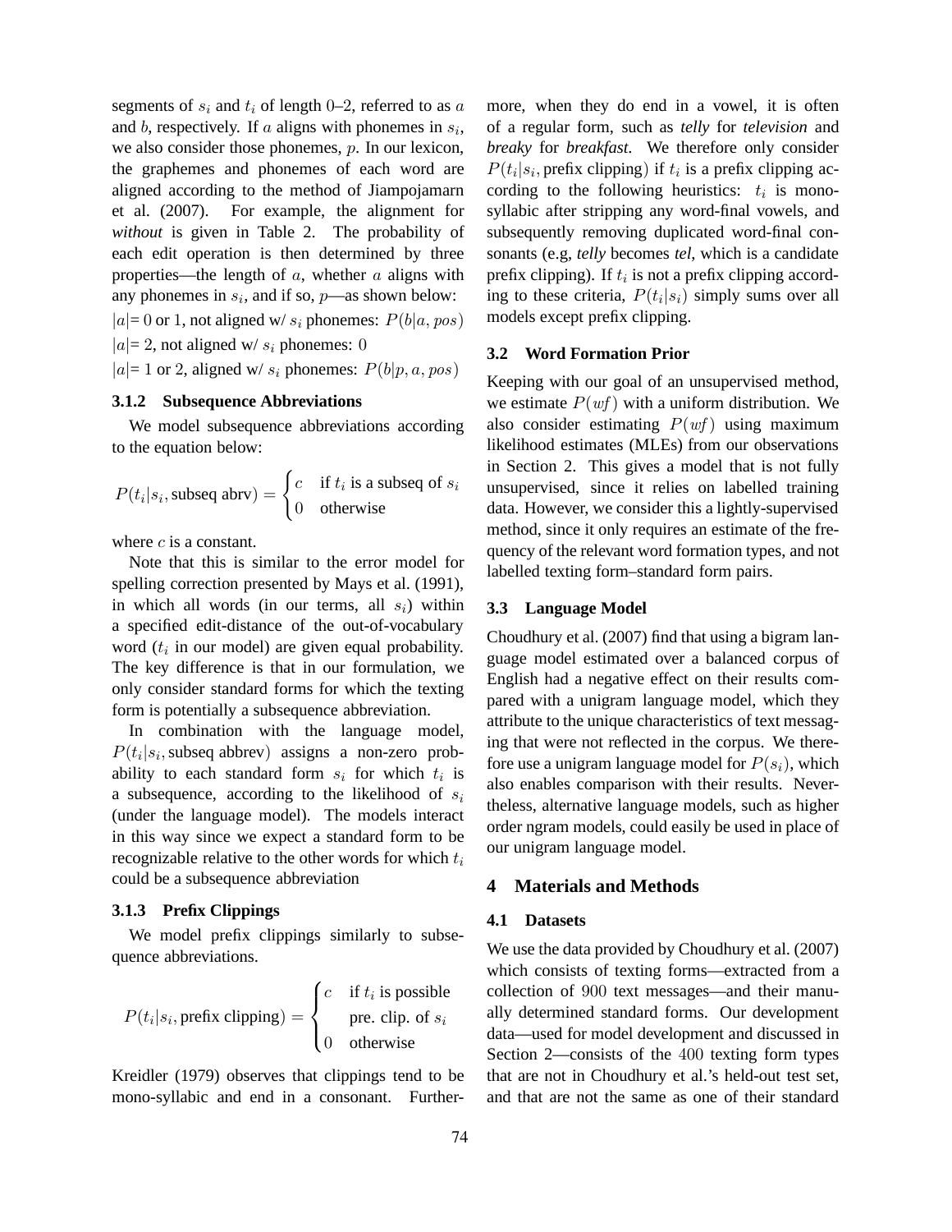segments of $s_i$ and $t_i$ of length 0–2, referred to as $a$ and $b$, respectively. If $a$ aligns with phonemes in $s_i$, we also consider those phonemes, $p$. In our lexicon, the graphemes and phonemes of each word are aligned according to the method of Jiampojamarn et al. (2007). For example, the alignment for *without* is given in Table 2. The probability of each edit operation is then determined by three properties—the length of $a$, whether $a$ aligns with any phonemes in $s_i$, and if so, $p$—as shown below:

$|a|= 0$ or 1, not aligned w/ $s_i$ phonemes: $P(b|a, pos)$

$|a|= 2$, not aligned w/ $s_i$ phonemes: 0

$|a|= 1$ or 2, aligned w/ $s_i$ phonemes: $P(b|p, a, pos)$

### 3.1.2 Subsequence Abbreviations

We model subsequence abbreviations according to the equation below:

$$P(t_i|s_i, \text{subseq abrv}) = \begin{cases} c & \text{if } t_i \text{ is a subseq of } s_i \\ 0 & \text{otherwise} \end{cases}$$

where $c$ is a constant.

Note that this is similar to the error model for spelling correction presented by Mays et al. (1991), in which all words (in our terms, all $s_i$) within a specified edit-distance of the out-of-vocabulary word ($t_i$ in our model) are given equal probability. The key difference is that in our formulation, we only consider standard forms for which the texting form is potentially a subsequence abbreviation.

In combination with the language model, $P(t_i|s_i, \text{subseq abrev})$ assigns a non-zero probability to each standard form $s_i$ for which $t_i$ is a subsequence, according to the likelihood of $s_i$ (under the language model). The models interact in this way since we expect a standard form to be recognizable relative to the other words for which $t_i$ could be a subsequence abbreviation

### 3.1.3 Prefix Clippings

We model prefix clippings similarly to subsequence abbreviations.

$$P(t_i|s_i, \text{prefix clipping}) = \begin{cases} c & \text{if } t_i \text{ is possible} \\ & \text{pre. clip. of } s_i \\ 0 & \text{otherwise} \end{cases}$$

Kreidler (1979) observes that clippings tend to be mono-syllabic and end in a consonant. Furthermore, when they do end in a vowel, it is often of a regular form, such as *telly* for *television* and *breaky* for *breakfast*. We therefore only consider $P(t_i|s_i, \text{prefix clipping})$ if $t_i$ is a prefix clipping according to the following heuristics: $t_i$ is monosyllabic after stripping any word-final vowels, and subsequently removing duplicated word-final consonants (e.g, *telly* becomes *tel*, which is a candidate prefix clipping). If $t_i$ is not a prefix clipping according to these criteria, $P(t_i|s_i)$ simply sums over all models except prefix clipping.

## 3.2 Word Formation Prior

Keeping with our goal of an unsupervised method, we estimate $P(wf)$ with a uniform distribution. We also consider estimating $P(wf)$ using maximum likelihood estimates (MLEs) from our observations in Section 2. This gives a model that is not fully unsupervised, since it relies on labelled training data. However, we consider this a lightly-supervised method, since it only requires an estimate of the frequency of the relevant word formation types, and not labelled texting form–standard form pairs.

## 3.3 Language Model

Choudhury et al. (2007) find that using a bigram language model estimated over a balanced corpus of English had a negative effect on their results compared with a unigram language model, which they attribute to the unique characteristics of text messaging that were not reflected in the corpus. We therefore use a unigram language model for $P(s_i)$, which also enables comparison with their results. Nevertheless, alternative language models, such as higher order ngram models, could easily be used in place of our unigram language model.

# 4 Materials and Methods

## 4.1 Datasets

We use the data provided by Choudhury et al. (2007) which consists of texting forms—extracted from a collection of 900 text messages—and their manually determined standard forms. Our development data—used for model development and discussed in Section 2—consists of the 400 texting form types that are not in Choudhury et al.'s held-out test set, and that are not the same as one of their standard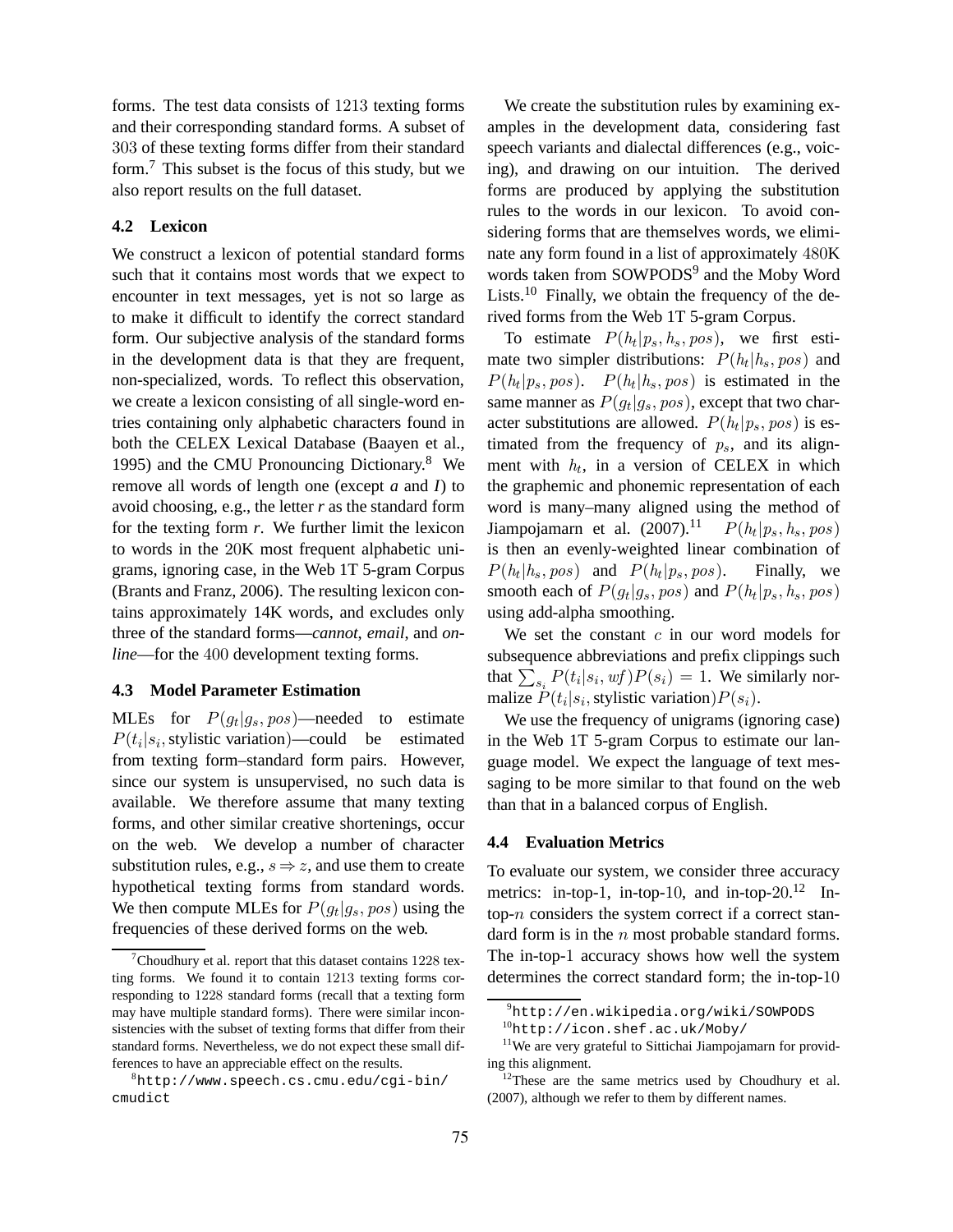forms. The test data consists of 1213 texting forms and their corresponding standard forms. A subset of 303 of these texting forms differ from their standard form.[7] This subset is the focus of this study, but we also report results on the full dataset.

### 4.2 Lexicon

We construct a lexicon of potential standard forms such that it contains most words that we expect to encounter in text messages, yet is not so large as to make it difficult to identify the correct standard form. Our subjective analysis of the standard forms in the development data is that they are frequent, non-specialized, words. To reflect this observation, we create a lexicon consisting of all single-word entries containing only alphabetic characters found in both the CELEX Lexical Database (Baayen et al., 1995) and the CMU Pronouncing Dictionary.[8] We remove all words of length one (except *a* and *I*) to avoid choosing, e.g., the letter *r* as the standard form for the texting form *r*. We further limit the lexicon to words in the 20K most frequent alphabetic unigrams, ignoring case, in the Web 1T 5-gram Corpus (Brants and Franz, 2006). The resulting lexicon contains approximately 14K words, and excludes only three of the standard forms—*cannot*, *email*, and *online*—for the 400 development texting forms.

### 4.3 Model Parameter Estimation

MLEs for $P(g_t|g_s, pos)$—needed to estimate $P(t_i|s_i, \text{stylistic variation})$—could be estimated from texting form–standard form pairs. However, since our system is unsupervised, no such data is available. We therefore assume that many texting forms, and other similar creative shortenings, occur on the web. We develop a number of character substitution rules, e.g., $s \Rightarrow z$, and use them to create hypothetical texting forms from standard words. We then compute MLEs for $P(g_t|g_s, pos)$ using the frequencies of these derived forms on the web.

We create the substitution rules by examining examples in the development data, considering fast speech variants and dialectal differences (e.g., voicing), and drawing on our intuition. The derived forms are produced by applying the substitution rules to the words in our lexicon. To avoid considering forms that are themselves words, we eliminate any form found in a list of approximately 480K words taken from SOWPODS[9] and the Moby Word Lists.[10] Finally, we obtain the frequency of the derived forms from the Web 1T 5-gram Corpus.

To estimate $P(h_t|p_s, h_s, pos)$, we first estimate two simpler distributions: $P(h_t|h_s, pos)$ and $P(h_t|p_s, pos)$. $P(h_t|h_s, pos)$ is estimated in the same manner as $P(g_t|g_s, pos)$, except that two character substitutions are allowed. $P(h_t|p_s, pos)$ is estimated from the frequency of $p_s$, and its alignment with $h_t$, in a version of CELEX in which the graphemic and phonemic representation of each word is many–many aligned using the method of Jiampojamarn et al. (2007).[11] $P(h_t|p_s, h_s, pos)$ is then an evenly-weighted linear combination of $P(h_t|h_s, pos)$ and $P(h_t|p_s, pos)$. Finally, we smooth each of $P(g_t|g_s, pos)$ and $P(h_t|p_s, h_s, pos)$ using add-alpha smoothing.

We set the constant $c$ in our word models for subsequence abbreviations and prefix clippings such that $\sum_{s_i} P(t_i|s_i, wf)P(s_i) = 1$. We similarly normalize $P(t_i|s_i, \text{stylistic variation})P(s_i)$.

We use the frequency of unigrams (ignoring case) in the Web 1T 5-gram Corpus to estimate our language model. We expect the language of text messaging to be more similar to that found on the web than that in a balanced corpus of English.

### 4.4 Evaluation Metrics

To evaluate our system, we consider three accuracy metrics: in-top-1, in-top-10, and in-top-20.[12] In-top-$n$ considers the system correct if a correct standard form is in the $n$ most probable standard forms. The in-top-1 accuracy shows how well the system determines the correct standard form; the in-top-10

---

[7] Choudhury et al. report that this dataset contains 1228 texting forms. We found it to contain 1213 texting forms corresponding to 1228 standard forms (recall that a texting form may have multiple standard forms). There were similar inconsistencies with the subset of texting forms that differ from their standard forms. Nevertheless, we do not expect these small differences to have an appreciable effect on the results.

[8] http://www.speech.cs.cmu.edu/cgi-bin/cmudict

[9] http://en.wikipedia.org/wiki/SOWPODS

[10] http://icon.shef.ac.uk/Moby/

[11] We are very grateful to Sittichai Jiampojamarn for providing this alignment.

[12] These are the same metrics used by Choudhury et al. (2007), although we refer to them by different names.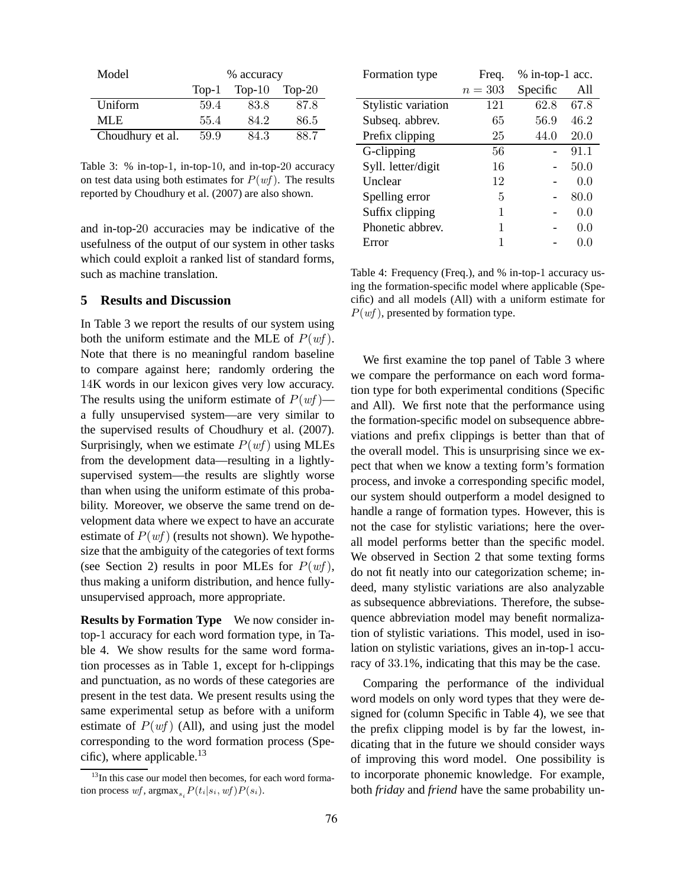| Model | % accuracy | | |
|---|---|---|---|
| | Top-1 | Top-10 | Top-20 |
| Uniform | 59.4 | 83.8 | 87.8 |
| MLE | 55.4 | 84.2 | 86.5 |
| Choudhury et al. | 59.9 | 84.3 | 88.7 |

Table 3: % in-top-1, in-top-10, and in-top-20 accuracy on test data using both estimates for $P(wf)$. The results reported by Choudhury et al. (2007) are also shown.

and in-top-20 accuracies may be indicative of the usefulness of the output of our system in other tasks which could exploit a ranked list of standard forms, such as machine translation.

## 5 Results and Discussion

In Table 3 we report the results of our system using both the uniform estimate and the MLE of $P(wf)$. Note that there is no meaningful random baseline to compare against here; randomly ordering the 14K words in our lexicon gives very low accuracy. The results using the uniform estimate of $P(wf)$—a fully unsupervised system—are very similar to the supervised results of Choudhury et al. (2007). Surprisingly, when we estimate $P(wf)$ using MLEs from the development data—resulting in a lightly-supervised system—the results are slightly worse than when using the uniform estimate of this probability. Moreover, we observe the same trend on development data where we expect to have an accurate estimate of $P(wf)$ (results not shown). We hypothesize that the ambiguity of the categories of text forms (see Section 2) results in poor MLEs for $P(wf)$, thus making a uniform distribution, and hence fully-unsupervised approach, more appropriate.

**Results by Formation Type** We now consider in-top-1 accuracy for each word formation type, in Table 4. We show results for the same word formation processes as in Table 1, except for h-clippings and punctuation, as no words of these categories are present in the test data. We present results using the same experimental setup as before with a uniform estimate of $P(wf)$ (All), and using just the model corresponding to the word formation process (Specific), where applicable.[13]

[13] In this case our model then becomes, for each word formation process $wf$, $\text{argmax}_{s_i} P(t_i|s_i, wf)P(s_i)$.

| Formation type | Freq. | % in-top-1 acc. | |
|---|---|---|---|
| | $n = 303$ | Specific | All |
| Stylistic variation | 121 | 62.8 | 67.8 |
| Subseq. abbrev. | 65 | 56.9 | 46.2 |
| Prefix clipping | 25 | 44.0 | 20.0 |
| G-clipping | 56 | - | 91.1 |
| Syll. letter/digit | 16 | - | 50.0 |
| Unclear | 12 | - | 0.0 |
| Spelling error | 5 | - | 80.0 |
| Suffix clipping | 1 | - | 0.0 |
| Phonetic abbrev. | 1 | - | 0.0 |
| Error | 1 | - | 0.0 |

Table 4: Frequency (Freq.), and % in-top-1 accuracy using the formation-specific model where applicable (Specific) and all models (All) with a uniform estimate for $P(wf)$, presented by formation type.

We first examine the top panel of Table 3 where we compare the performance on each word formation type for both experimental conditions (Specific and All). We first note that the performance using the formation-specific model on subsequence abbreviations and prefix clippings is better than that of the overall model. This is unsurprising since we expect that when we know a texting form's formation process, and invoke a corresponding specific model, our system should outperform a model designed to handle a range of formation types. However, this is not the case for stylistic variations; here the overall model performs better than the specific model. We observed in Section 2 that some texting forms do not fit neatly into our categorization scheme; indeed, many stylistic variations are also analyzable as subsequence abbreviations. Therefore, the subsequence abbreviation model may benefit normalization of stylistic variations. This model, used in isolation on stylistic variations, gives an in-top-1 accuracy of 33.1%, indicating that this may be the case.

Comparing the performance of the individual word models on only word types that they were designed for (column Specific in Table 4), we see that the prefix clipping model is by far the lowest, indicating that in the future we should consider ways of improving this word model. One possibility is to incorporate phonemic knowledge. For example, both *friday* and *friend* have the same probability un-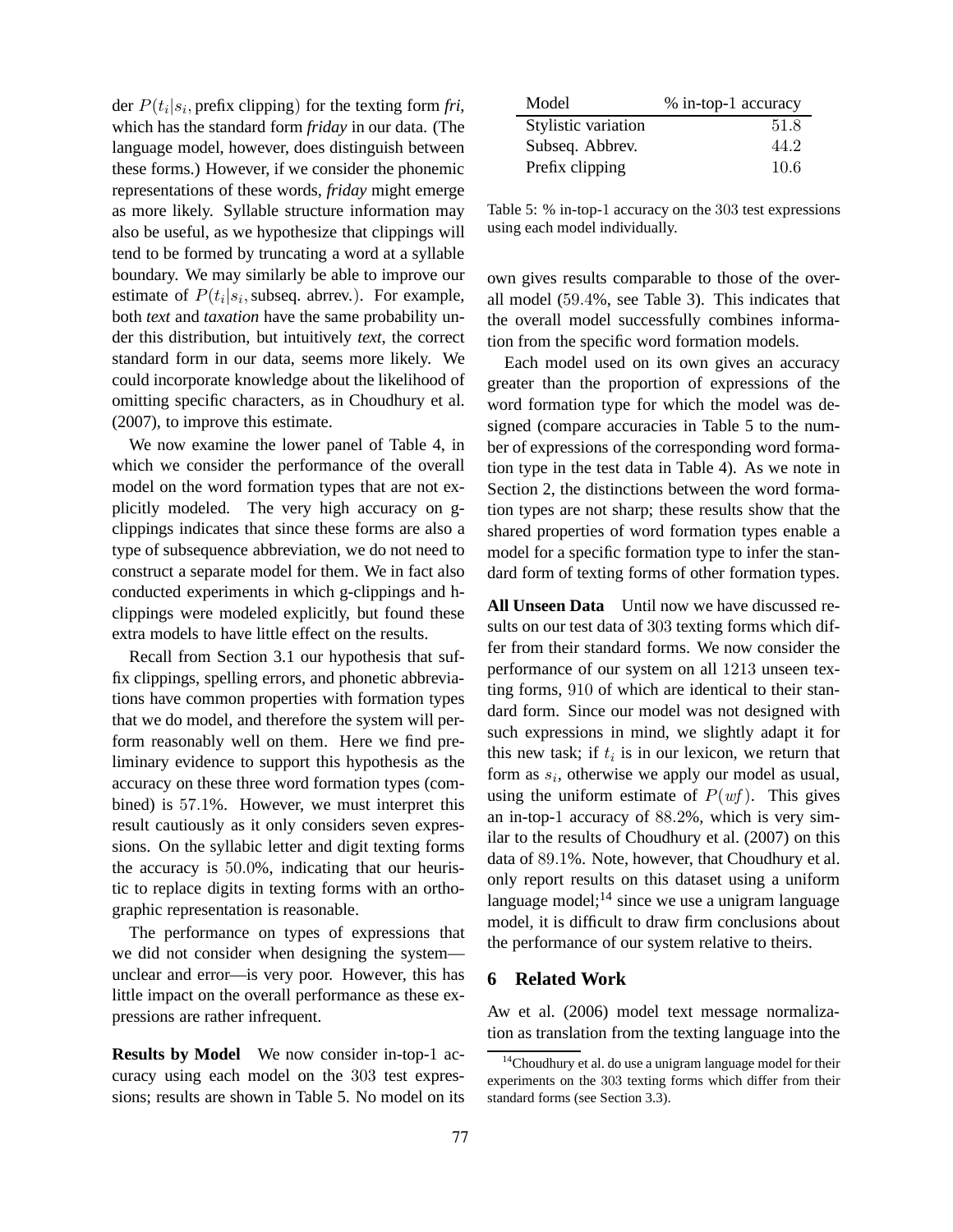der $P(t_i|s_i, \text{prefix clipping})$ for the texting form *fri*, which has the standard form *friday* in our data. (The language model, however, does distinguish between these forms.) However, if we consider the phonemic representations of these words, *friday* might emerge as more likely. Syllable structure information may also be useful, as we hypothesize that clippings will tend to be formed by truncating a word at a syllable boundary. We may similarly be able to improve our estimate of $P(t_i|s_i, \text{subseq. abrrev.})$. For example, both *text* and *taxation* have the same probability under this distribution, but intuitively *text*, the correct standard form in our data, seems more likely. We could incorporate knowledge about the likelihood of omitting specific characters, as in Choudhury et al. (2007), to improve this estimate.

We now examine the lower panel of Table 4, in which we consider the performance of the overall model on the word formation types that are not explicitly modeled. The very high accuracy on g-clippings indicates that since these forms are also a type of subsequence abbreviation, we do not need to construct a separate model for them. We in fact also conducted experiments in which g-clippings and h-clippings were modeled explicitly, but found these extra models to have little effect on the results.

Recall from Section 3.1 our hypothesis that suffix clippings, spelling errors, and phonetic abbreviations have common properties with formation types that we do model, and therefore the system will perform reasonably well on them. Here we find preliminary evidence to support this hypothesis as the accuracy on these three word formation types (combined) is 57.1%. However, we must interpret this result cautiously as it only considers seven expressions. On the syllabic letter and digit texting forms the accuracy is 50.0%, indicating that our heuristic to replace digits in texting forms with an orthographic representation is reasonable.

The performance on types of expressions that we did not consider when designing the system—unclear and error—is very poor. However, this has little impact on the overall performance as these expressions are rather infrequent.

**Results by Model** We now consider in-top-1 accuracy using each model on the 303 test expressions; results are shown in Table 5. No model on its own gives results comparable to those of the overall model (59.4%, see Table 3). This indicates that the overall model successfully combines information from the specific word formation models.

| Model | % in-top-1 accuracy |
|---|---|
| Stylistic variation | 51.8 |
| Subseq. Abbrev. | 44.2 |
| Prefix clipping | 10.6 |

Table 5: % in-top-1 accuracy on the 303 test expressions using each model individually.

Each model used on its own gives an accuracy greater than the proportion of expressions of the word formation type for which the model was designed (compare accuracies in Table 5 to the number of expressions of the corresponding word formation type in the test data in Table 4). As we note in Section 2, the distinctions between the word formation types are not sharp; these results show that the shared properties of word formation types enable a model for a specific formation type to infer the standard form of texting forms of other formation types.

**All Unseen Data** Until now we have discussed results on our test data of 303 texting forms which differ from their standard forms. We now consider the performance of our system on all 1213 unseen texting forms, 910 of which are identical to their standard form. Since our model was not designed with such expressions in mind, we slightly adapt it for this new task; if $t_i$ is in our lexicon, we return that form as $s_i$, otherwise we apply our model as usual, using the uniform estimate of $P(wf)$. This gives an in-top-1 accuracy of 88.2%, which is very similar to the results of Choudhury et al. (2007) on this data of 89.1%. Note, however, that Choudhury et al. only report results on this dataset using a uniform language model;[14] since we use a unigram language model, it is difficult to draw firm conclusions about the performance of our system relative to theirs.

## 6 Related Work

Aw et al. (2006) model text message normalization as translation from the texting language into the

[14] Choudhury et al. do use a unigram language model for their experiments on the 303 texting forms which differ from their standard forms (see Section 3.3).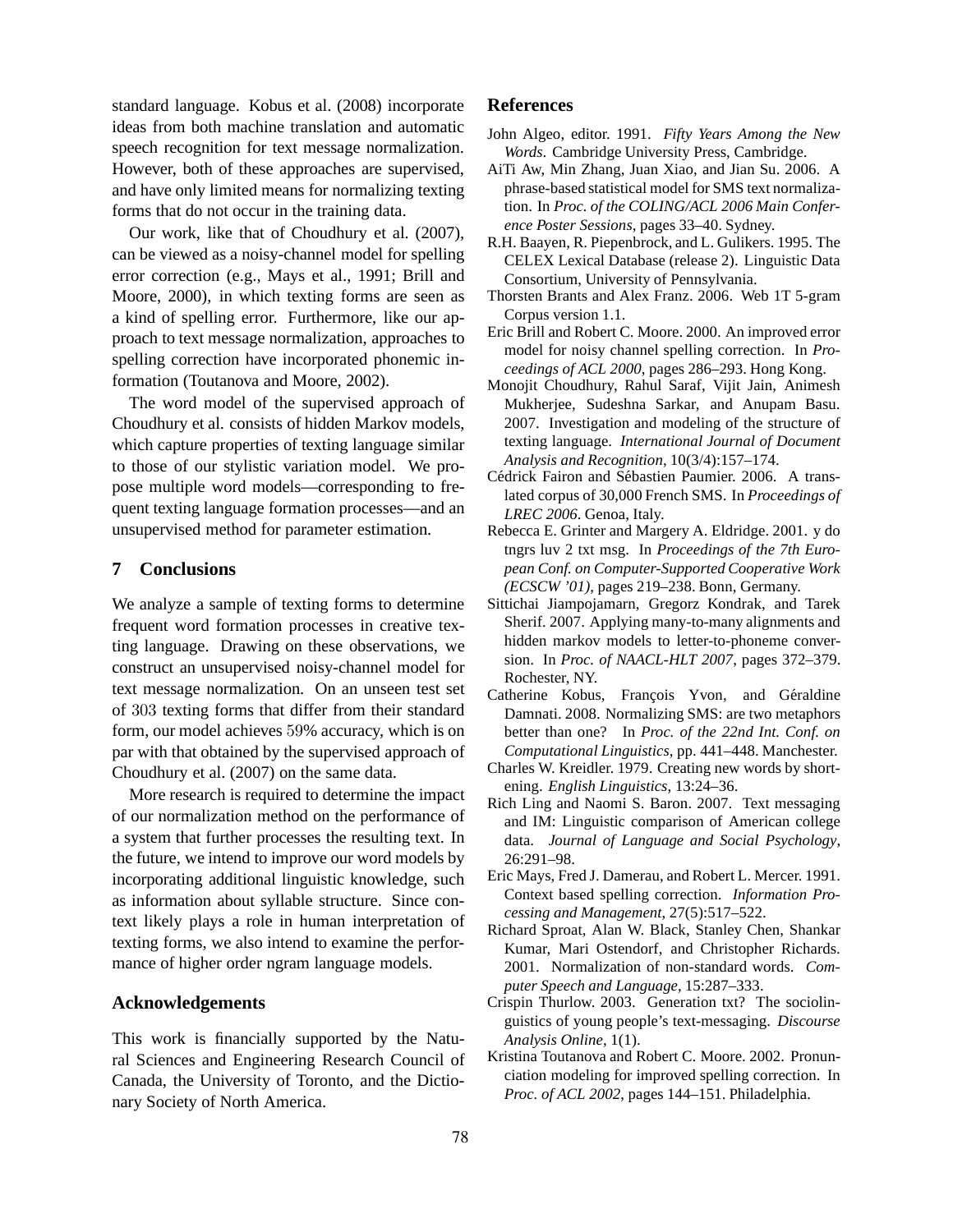standard language. Kobus et al. (2008) incorporate ideas from both machine translation and automatic speech recognition for text message normalization. However, both of these approaches are supervised, and have only limited means for normalizing texting forms that do not occur in the training data.

Our work, like that of Choudhury et al. (2007), can be viewed as a noisy-channel model for spelling error correction (e.g., Mays et al., 1991; Brill and Moore, 2000), in which texting forms are seen as a kind of spelling error. Furthermore, like our approach to text message normalization, approaches to spelling correction have incorporated phonemic information (Toutanova and Moore, 2002).

The word model of the supervised approach of Choudhury et al. consists of hidden Markov models, which capture properties of texting language similar to those of our stylistic variation model. We propose multiple word models—corresponding to frequent texting language formation processes—and an unsupervised method for parameter estimation.

## 7 Conclusions

We analyze a sample of texting forms to determine frequent word formation processes in creative texting language. Drawing on these observations, we construct an unsupervised noisy-channel model for text message normalization. On an unseen test set of 303 texting forms that differ from their standard form, our model achieves 59% accuracy, which is on par with that obtained by the supervised approach of Choudhury et al. (2007) on the same data.

More research is required to determine the impact of our normalization method on the performance of a system that further processes the resulting text. In the future, we intend to improve our word models by incorporating additional linguistic knowledge, such as information about syllable structure. Since context likely plays a role in human interpretation of texting forms, we also intend to examine the performance of higher order ngram language models.

## Acknowledgements

This work is financially supported by the Natural Sciences and Engineering Research Council of Canada, the University of Toronto, and the Dictionary Society of North America.

## References

John Algeo, editor. 1991. *Fifty Years Among the New Words*. Cambridge University Press, Cambridge.

AiTi Aw, Min Zhang, Juan Xiao, and Jian Su. 2006. A phrase-based statistical model for SMS text normalization. In *Proc. of the COLING/ACL 2006 Main Conference Poster Sessions*, pages 33–40. Sydney.

R.H. Baayen, R. Piepenbrock, and L. Gulikers. 1995. The CELEX Lexical Database (release 2). Linguistic Data Consortium, University of Pennsylvania.

Thorsten Brants and Alex Franz. 2006. Web 1T 5-gram Corpus version 1.1.

Eric Brill and Robert C. Moore. 2000. An improved error model for noisy channel spelling correction. In *Proceedings of ACL 2000*, pages 286–293. Hong Kong.

Monojit Choudhury, Rahul Saraf, Vijit Jain, Animesh Mukherjee, Sudeshna Sarkar, and Anupam Basu. 2007. Investigation and modeling of the structure of texting language. *International Journal of Document Analysis and Recognition*, 10(3/4):157–174.

Cédrick Fairon and Sébastien Paumier. 2006. A translated corpus of 30,000 French SMS. In *Proceedings of LREC 2006*. Genoa, Italy.

Rebecca E. Grinter and Margery A. Eldridge. 2001. y do tngrs luv 2 txt msg. In *Proceedings of the 7th European Conf. on Computer-Supported Cooperative Work (ECSCW '01)*, pages 219–238. Bonn, Germany.

Sittichai Jiampojamarn, Gregorz Kondrak, and Tarek Sherif. 2007. Applying many-to-many alignments and hidden markov models to letter-to-phoneme conversion. In *Proc. of NAACL-HLT 2007*, pages 372–379. Rochester, NY.

Catherine Kobus, François Yvon, and Géraldine Damnati. 2008. Normalizing SMS: are two metaphors better than one? In *Proc. of the 22nd Int. Conf. on Computational Linguistics*, pp. 441–448. Manchester.

Charles W. Kreidler. 1979. Creating new words by shortening. *English Linguistics*, 13:24–36.

Rich Ling and Naomi S. Baron. 2007. Text messaging and IM: Linguistic comparison of American college data. *Journal of Language and Social Psychology*, 26:291–98.

Eric Mays, Fred J. Damerau, and Robert L. Mercer. 1991. Context based spelling correction. *Information Processing and Management*, 27(5):517–522.

Richard Sproat, Alan W. Black, Stanley Chen, Shankar Kumar, Mari Ostendorf, and Christopher Richards. 2001. Normalization of non-standard words. *Computer Speech and Language*, 15:287–333.

Crispin Thurlow. 2003. Generation txt? The sociolinguistics of young people's text-messaging. *Discourse Analysis Online*, 1(1).

Kristina Toutanova and Robert C. Moore. 2002. Pronunciation modeling for improved spelling correction. In *Proc. of ACL 2002*, pages 144–151. Philadelphia.